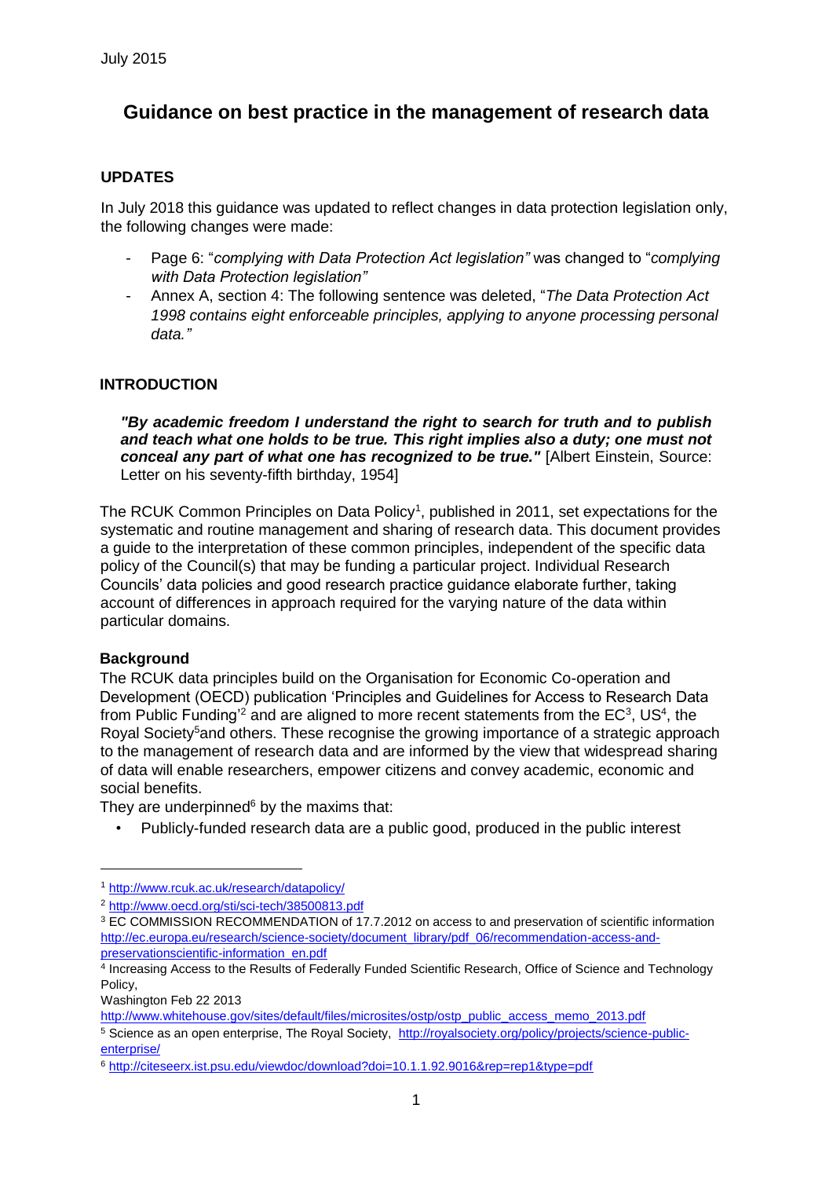July 2015

# Guidance on best practice in the management of research data

## UPDATES

In July 2018 this guidance was updated to reflect changes in data protection legislation only, the following changes were made:

- Page 6: "*complying with Data Protection Act legislation"* was changed to "*complying with Data Protection legislation"*
- Annex A, section 4: The following sentence was deleted, "*The Data Protection Act 1998 contains eight enforceable principles, applying to anyone processing personal data."*

## INTRODUCTION

> ***"By academic freedom I understand the right to search for truth and to publish and teach what one holds to be true. This right implies also a duty; one must not conceal any part of what one has recognized to be true."*** [Albert Einstein, Source: Letter on his seventy-fifth birthday, 1954]

The RCUK Common Principles on Data Policy[1], published in 2011, set expectations for the systematic and routine management and sharing of research data. This document provides a guide to the interpretation of these common principles, independent of the specific data policy of the Council(s) that may be funding a particular project. Individual Research Councils' data policies and good research practice guidance elaborate further, taking account of differences in approach required for the varying nature of the data within particular domains.

### Background

The RCUK data principles build on the Organisation for Economic Co-operation and Development (OECD) publication 'Principles and Guidelines for Access to Research Data from Public Funding'[2] and are aligned to more recent statements from the EC[3], US[4], the Royal Society[5] and others. These recognise the growing importance of a strategic approach to the management of research data and are informed by the view that widespread sharing of data will enable researchers, empower citizens and convey academic, economic and social benefits.

They are underpinned[6] by the maxims that:

- Publicly-funded research data are a public good, produced in the public interest

---

[1] http://www.rcuk.ac.uk/research/datapolicy/

[2] http://www.oecd.org/sti/sci-tech/38500813.pdf

[3] EC COMMISSION RECOMMENDATION of 17.7.2012 on access to and preservation of scientific information http://ec.europa.eu/research/science-society/document_library/pdf_06/recommendation-access-and-preservationscientific-information_en.pdf

[4] Increasing Access to the Results of Federally Funded Scientific Research, Office of Science and Technology Policy,
Washington Feb 22 2013
http://www.whitehouse.gov/sites/default/files/microsites/ostp/ostp_public_access_memo_2013.pdf

[5] Science as an open enterprise, The Royal Society, http://royalsociety.org/policy/projects/science-public-enterprise/

[6] http://citeseerx.ist.psu.edu/viewdoc/download?doi=10.1.1.92.9016&rep=rep1&type=pdf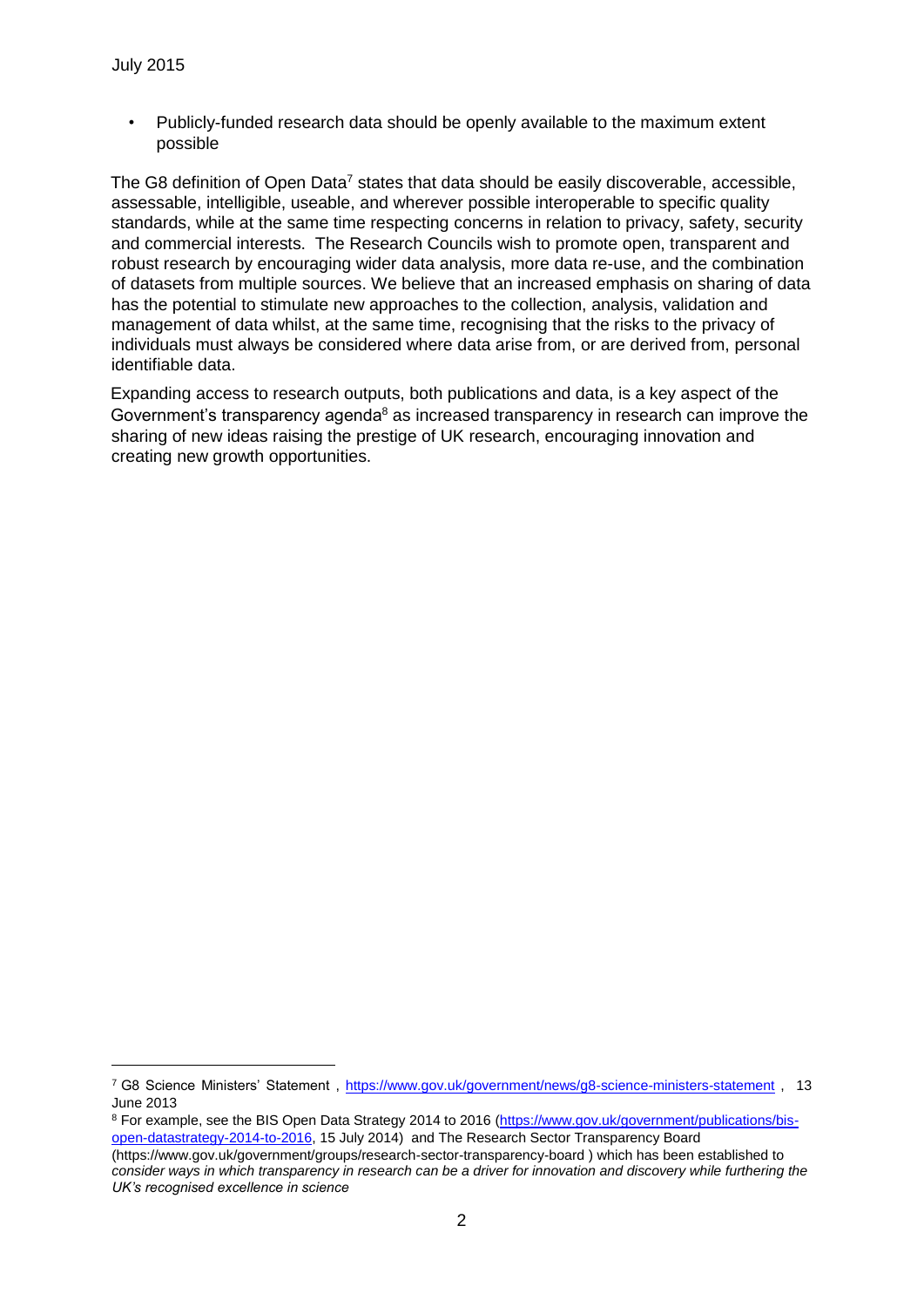- Publicly-funded research data should be openly available to the maximum extent possible

The G8 definition of Open Data[7] states that data should be easily discoverable, accessible, assessable, intelligible, useable, and wherever possible interoperable to specific quality standards, while at the same time respecting concerns in relation to privacy, safety, security and commercial interests. The Research Councils wish to promote open, transparent and robust research by encouraging wider data analysis, more data re-use, and the combination of datasets from multiple sources. We believe that an increased emphasis on sharing of data has the potential to stimulate new approaches to the collection, analysis, validation and management of data whilst, at the same time, recognising that the risks to the privacy of individuals must always be considered where data arise from, or are derived from, personal identifiable data.

Expanding access to research outputs, both publications and data, is a key aspect of the Government's transparency agenda[8] as increased transparency in research can improve the sharing of new ideas raising the prestige of UK research, encouraging innovation and creating new growth opportunities.

---

[7] G8 Science Ministers' Statement , https://www.gov.uk/government/news/g8-science-ministers-statement , 13 June 2013

[8] For example, see the BIS Open Data Strategy 2014 to 2016 (https://www.gov.uk/government/publications/bis-open-datastrategy-2014-to-2016, 15 July 2014) and The Research Sector Transparency Board (https://www.gov.uk/government/groups/research-sector-transparency-board ) which has been established to *consider ways in which transparency in research can be a driver for innovation and discovery while furthering the UK's recognised excellence in science*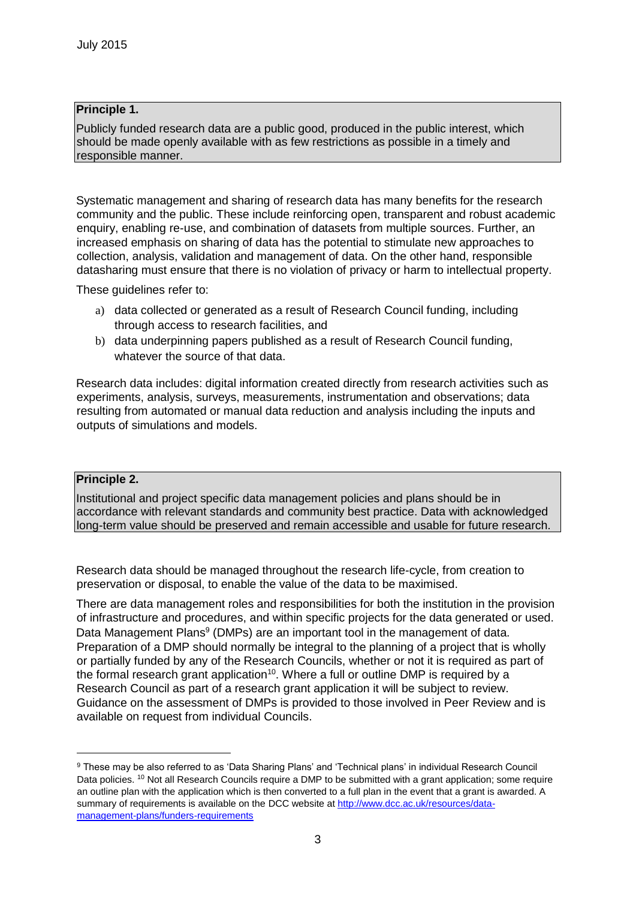**Principle 1.**

Publicly funded research data are a public good, produced in the public interest, which should be made openly available with as few restrictions as possible in a timely and responsible manner.

Systematic management and sharing of research data has many benefits for the research community and the public. These include reinforcing open, transparent and robust academic enquiry, enabling re-use, and combination of datasets from multiple sources. Further, an increased emphasis on sharing of data has the potential to stimulate new approaches to collection, analysis, validation and management of data. On the other hand, responsible datasharing must ensure that there is no violation of privacy or harm to intellectual property.

These guidelines refer to:

a) data collected or generated as a result of Research Council funding, including through access to research facilities, and
b) data underpinning papers published as a result of Research Council funding, whatever the source of that data.

Research data includes: digital information created directly from research activities such as experiments, analysis, surveys, measurements, instrumentation and observations; data resulting from automated or manual data reduction and analysis including the inputs and outputs of simulations and models.

**Principle 2.**

Institutional and project specific data management policies and plans should be in accordance with relevant standards and community best practice. Data with acknowledged long-term value should be preserved and remain accessible and usable for future research.

Research data should be managed throughout the research life-cycle, from creation to preservation or disposal, to enable the value of the data to be maximised.

There are data management roles and responsibilities for both the institution in the provision of infrastructure and procedures, and within specific projects for the data generated or used. Data Management Plans[9] (DMPs) are an important tool in the management of data. Preparation of a DMP should normally be integral to the planning of a project that is wholly or partially funded by any of the Research Councils, whether or not it is required as part of the formal research grant application[10]. Where a full or outline DMP is required by a Research Council as part of a research grant application it will be subject to review. Guidance on the assessment of DMPs is provided to those involved in Peer Review and is available on request from individual Councils.

---

[9] These may be also referred to as 'Data Sharing Plans' and 'Technical plans' in individual Research Council Data policies. [10] Not all Research Councils require a DMP to be submitted with a grant application; some require an outline plan with the application which is then converted to a full plan in the event that a grant is awarded. A summary of requirements is available on the DCC website at http://www.dcc.ac.uk/resources/data-management-plans/funders-requirements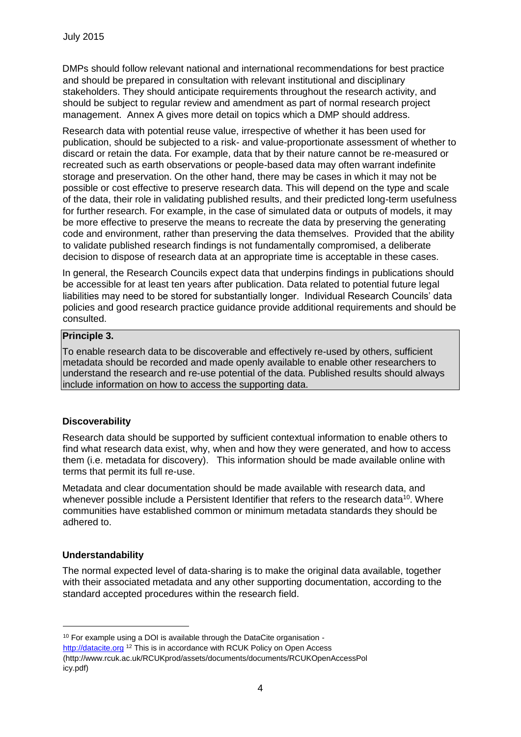DMPs should follow relevant national and international recommendations for best practice and should be prepared in consultation with relevant institutional and disciplinary stakeholders. They should anticipate requirements throughout the research activity, and should be subject to regular review and amendment as part of normal research project management. Annex A gives more detail on topics which a DMP should address.

Research data with potential reuse value, irrespective of whether it has been used for publication, should be subjected to a risk- and value-proportionate assessment of whether to discard or retain the data. For example, data that by their nature cannot be re-measured or recreated such as earth observations or people-based data may often warrant indefinite storage and preservation. On the other hand, there may be cases in which it may not be possible or cost effective to preserve research data. This will depend on the type and scale of the data, their role in validating published results, and their predicted long-term usefulness for further research. For example, in the case of simulated data or outputs of models, it may be more effective to preserve the means to recreate the data by preserving the generating code and environment, rather than preserving the data themselves. Provided that the ability to validate published research findings is not fundamentally compromised, a deliberate decision to dispose of research data at an appropriate time is acceptable in these cases.

In general, the Research Councils expect data that underpins findings in publications should be accessible for at least ten years after publication. Data related to potential future legal liabilities may need to be stored for substantially longer. Individual Research Councils' data policies and good research practice guidance provide additional requirements and should be consulted.

**Principle 3.**

To enable research data to be discoverable and effectively re-used by others, sufficient metadata should be recorded and made openly available to enable other researchers to understand the research and re-use potential of the data. Published results should always include information on how to access the supporting data.

### Discoverability

Research data should be supported by sufficient contextual information to enable others to find what research data exist, why, when and how they were generated, and how to access them (i.e. metadata for discovery). This information should be made available online with terms that permit its full re-use.

Metadata and clear documentation should be made available with research data, and whenever possible include a Persistent Identifier that refers to the research data[10]. Where communities have established common or minimum metadata standards they should be adhered to.

### Understandability

The normal expected level of data-sharing is to make the original data available, together with their associated metadata and any other supporting documentation, according to the standard accepted procedures within the research field.

---

[10] For example using a DOI is available through the DataCite organisation - http://datacite.org [12] This is in accordance with RCUK Policy on Open Access (http://www.rcuk.ac.uk/RCUKprod/assets/documents/documents/RCUKOpenAccessPolicy.pdf)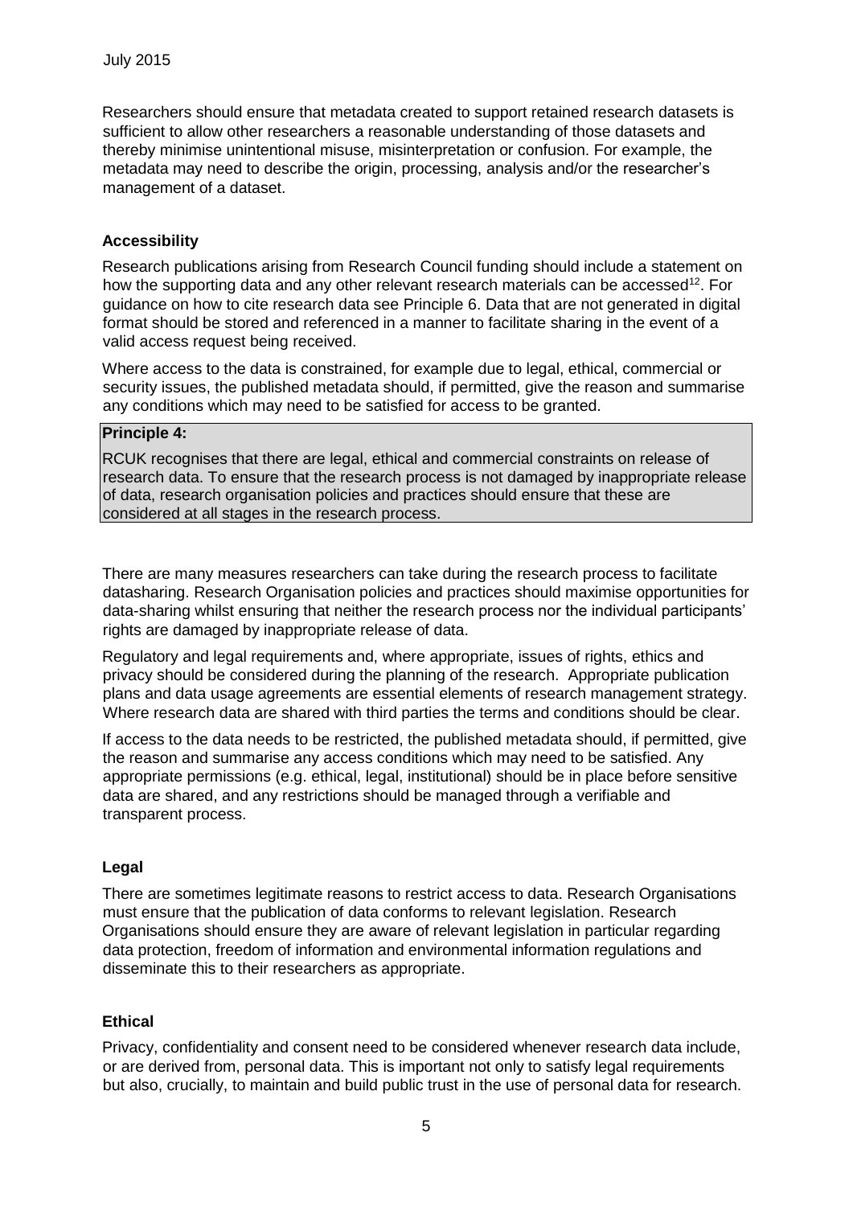Researchers should ensure that metadata created to support retained research datasets is sufficient to allow other researchers a reasonable understanding of those datasets and thereby minimise unintentional misuse, misinterpretation or confusion. For example, the metadata may need to describe the origin, processing, analysis and/or the researcher's management of a dataset.

### Accessibility

Research publications arising from Research Council funding should include a statement on how the supporting data and any other relevant research materials can be accessed[12]. For guidance on how to cite research data see Principle 6. Data that are not generated in digital format should be stored and referenced in a manner to facilitate sharing in the event of a valid access request being received.

Where access to the data is constrained, for example due to legal, ethical, commercial or security issues, the published metadata should, if permitted, give the reason and summarise any conditions which may need to be satisfied for access to be granted.

> **Principle 4:**
>
> RCUK recognises that there are legal, ethical and commercial constraints on release of research data. To ensure that the research process is not damaged by inappropriate release of data, research organisation policies and practices should ensure that these are considered at all stages in the research process.

There are many measures researchers can take during the research process to facilitate datasharing. Research Organisation policies and practices should maximise opportunities for data-sharing whilst ensuring that neither the research process nor the individual participants' rights are damaged by inappropriate release of data.

Regulatory and legal requirements and, where appropriate, issues of rights, ethics and privacy should be considered during the planning of the research. Appropriate publication plans and data usage agreements are essential elements of research management strategy. Where research data are shared with third parties the terms and conditions should be clear.

If access to the data needs to be restricted, the published metadata should, if permitted, give the reason and summarise any access conditions which may need to be satisfied. Any appropriate permissions (e.g. ethical, legal, institutional) should be in place before sensitive data are shared, and any restrictions should be managed through a verifiable and transparent process.

### Legal

There are sometimes legitimate reasons to restrict access to data. Research Organisations must ensure that the publication of data conforms to relevant legislation. Research Organisations should ensure they are aware of relevant legislation in particular regarding data protection, freedom of information and environmental information regulations and disseminate this to their researchers as appropriate.

### Ethical

Privacy, confidentiality and consent need to be considered whenever research data include, or are derived from, personal data. This is important not only to satisfy legal requirements but also, crucially, to maintain and build public trust in the use of personal data for research.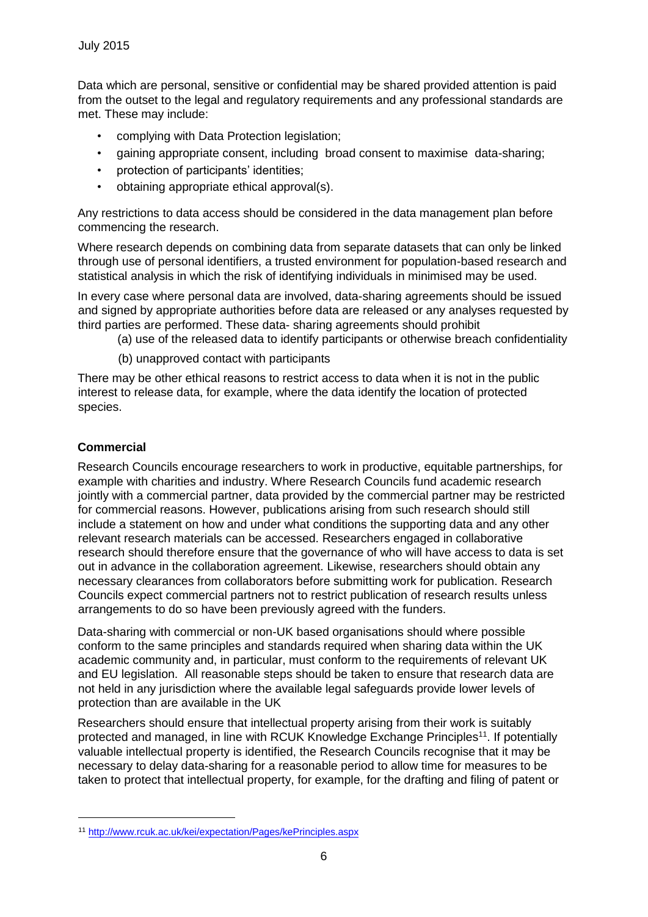Data which are personal, sensitive or confidential may be shared provided attention is paid from the outset to the legal and regulatory requirements and any professional standards are met. These may include:

- complying with Data Protection legislation;
- gaining appropriate consent, including broad consent to maximise data-sharing;
- protection of participants' identities;
- obtaining appropriate ethical approval(s).

Any restrictions to data access should be considered in the data management plan before commencing the research.

Where research depends on combining data from separate datasets that can only be linked through use of personal identifiers, a trusted environment for population-based research and statistical analysis in which the risk of identifying individuals in minimised may be used.

In every case where personal data are involved, data-sharing agreements should be issued and signed by appropriate authorities before data are released or any analyses requested by third parties are performed. These data- sharing agreements should prohibit

(a) use of the released data to identify participants or otherwise breach confidentiality

(b) unapproved contact with participants

There may be other ethical reasons to restrict access to data when it is not in the public interest to release data, for example, where the data identify the location of protected species.

**Commercial**

Research Councils encourage researchers to work in productive, equitable partnerships, for example with charities and industry. Where Research Councils fund academic research jointly with a commercial partner, data provided by the commercial partner may be restricted for commercial reasons. However, publications arising from such research should still include a statement on how and under what conditions the supporting data and any other relevant research materials can be accessed. Researchers engaged in collaborative research should therefore ensure that the governance of who will have access to data is set out in advance in the collaboration agreement. Likewise, researchers should obtain any necessary clearances from collaborators before submitting work for publication. Research Councils expect commercial partners not to restrict publication of research results unless arrangements to do so have been previously agreed with the funders.

Data-sharing with commercial or non-UK based organisations should where possible conform to the same principles and standards required when sharing data within the UK academic community and, in particular, must conform to the requirements of relevant UK and EU legislation. All reasonable steps should be taken to ensure that research data are not held in any jurisdiction where the available legal safeguards provide lower levels of protection than are available in the UK

Researchers should ensure that intellectual property arising from their work is suitably protected and managed, in line with RCUK Knowledge Exchange Principles[11]. If potentially valuable intellectual property is identified, the Research Councils recognise that it may be necessary to delay data-sharing for a reasonable period to allow time for measures to be taken to protect that intellectual property, for example, for the drafting and filing of patent or

[11] http://www.rcuk.ac.uk/kei/expectation/Pages/kePrinciples.aspx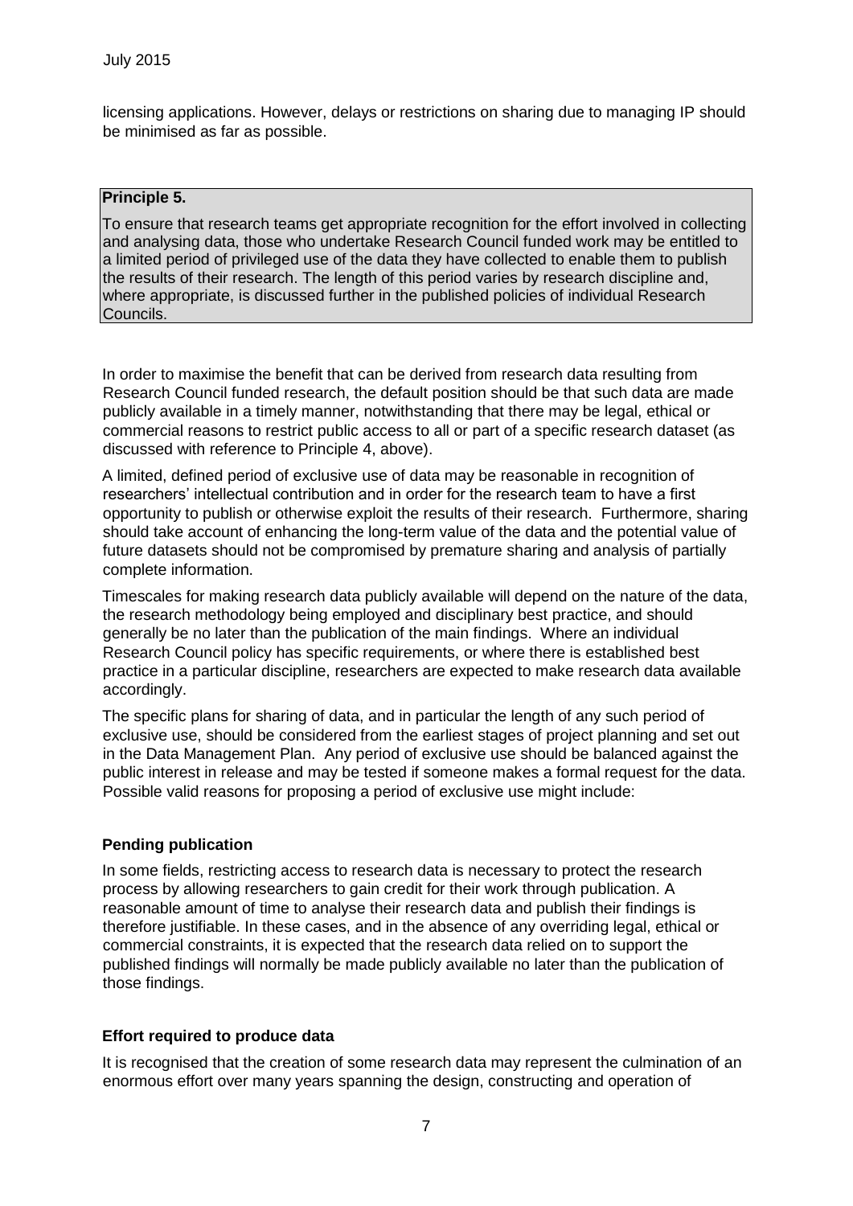licensing applications. However, delays or restrictions on sharing due to managing IP should be minimised as far as possible.

**Principle 5.**

To ensure that research teams get appropriate recognition for the effort involved in collecting and analysing data, those who undertake Research Council funded work may be entitled to a limited period of privileged use of the data they have collected to enable them to publish the results of their research. The length of this period varies by research discipline and, where appropriate, is discussed further in the published policies of individual Research Councils.

In order to maximise the benefit that can be derived from research data resulting from Research Council funded research, the default position should be that such data are made publicly available in a timely manner, notwithstanding that there may be legal, ethical or commercial reasons to restrict public access to all or part of a specific research dataset (as discussed with reference to Principle 4, above).

A limited, defined period of exclusive use of data may be reasonable in recognition of researchers' intellectual contribution and in order for the research team to have a first opportunity to publish or otherwise exploit the results of their research. Furthermore, sharing should take account of enhancing the long-term value of the data and the potential value of future datasets should not be compromised by premature sharing and analysis of partially complete information.

Timescales for making research data publicly available will depend on the nature of the data, the research methodology being employed and disciplinary best practice, and should generally be no later than the publication of the main findings. Where an individual Research Council policy has specific requirements, or where there is established best practice in a particular discipline, researchers are expected to make research data available accordingly.

The specific plans for sharing of data, and in particular the length of any such period of exclusive use, should be considered from the earliest stages of project planning and set out in the Data Management Plan. Any period of exclusive use should be balanced against the public interest in release and may be tested if someone makes a formal request for the data. Possible valid reasons for proposing a period of exclusive use might include:

**Pending publication**

In some fields, restricting access to research data is necessary to protect the research process by allowing researchers to gain credit for their work through publication. A reasonable amount of time to analyse their research data and publish their findings is therefore justifiable. In these cases, and in the absence of any overriding legal, ethical or commercial constraints, it is expected that the research data relied on to support the published findings will normally be made publicly available no later than the publication of those findings.

**Effort required to produce data**

It is recognised that the creation of some research data may represent the culmination of an enormous effort over many years spanning the design, constructing and operation of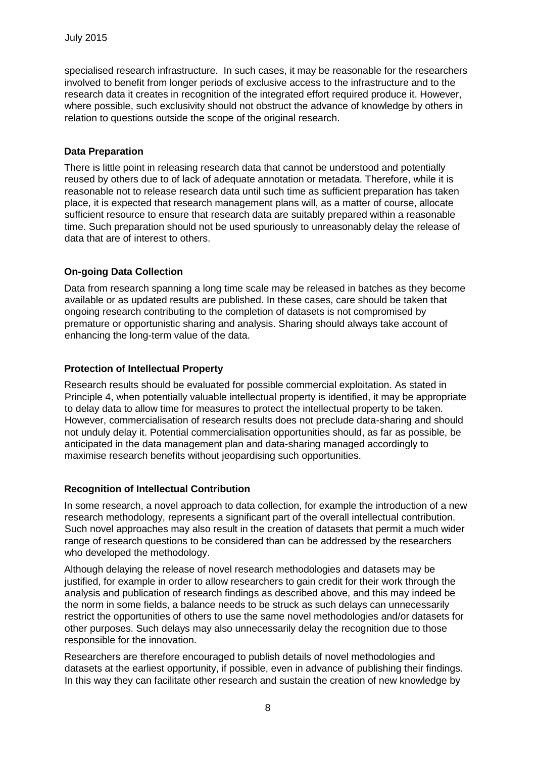specialised research infrastructure. In such cases, it may be reasonable for the researchers involved to benefit from longer periods of exclusive access to the infrastructure and to the research data it creates in recognition of the integrated effort required produce it. However, where possible, such exclusivity should not obstruct the advance of knowledge by others in relation to questions outside the scope of the original research.

### Data Preparation

There is little point in releasing research data that cannot be understood and potentially reused by others due to of lack of adequate annotation or metadata. Therefore, while it is reasonable not to release research data until such time as sufficient preparation has taken place, it is expected that research management plans will, as a matter of course, allocate sufficient resource to ensure that research data are suitably prepared within a reasonable time. Such preparation should not be used spuriously to unreasonably delay the release of data that are of interest to others.

### On-going Data Collection

Data from research spanning a long time scale may be released in batches as they become available or as updated results are published. In these cases, care should be taken that ongoing research contributing to the completion of datasets is not compromised by premature or opportunistic sharing and analysis. Sharing should always take account of enhancing the long-term value of the data.

### Protection of Intellectual Property

Research results should be evaluated for possible commercial exploitation. As stated in Principle 4, when potentially valuable intellectual property is identified, it may be appropriate to delay data to allow time for measures to protect the intellectual property to be taken. However, commercialisation of research results does not preclude data-sharing and should not unduly delay it. Potential commercialisation opportunities should, as far as possible, be anticipated in the data management plan and data-sharing managed accordingly to maximise research benefits without jeopardising such opportunities.

### Recognition of Intellectual Contribution

In some research, a novel approach to data collection, for example the introduction of a new research methodology, represents a significant part of the overall intellectual contribution. Such novel approaches may also result in the creation of datasets that permit a much wider range of research questions to be considered than can be addressed by the researchers who developed the methodology.

Although delaying the release of novel research methodologies and datasets may be justified, for example in order to allow researchers to gain credit for their work through the analysis and publication of research findings as described above, and this may indeed be the norm in some fields, a balance needs to be struck as such delays can unnecessarily restrict the opportunities of others to use the same novel methodologies and/or datasets for other purposes. Such delays may also unnecessarily delay the recognition due to those responsible for the innovation.

Researchers are therefore encouraged to publish details of novel methodologies and datasets at the earliest opportunity, if possible, even in advance of publishing their findings. In this way they can facilitate other research and sustain the creation of new knowledge by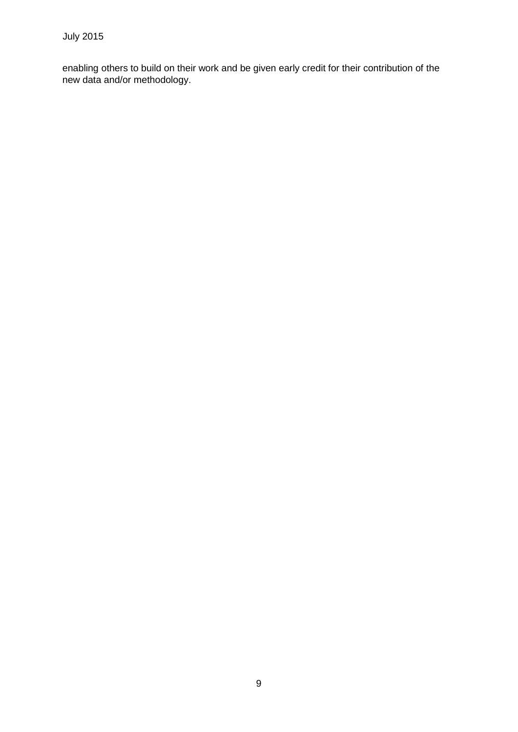enabling others to build on their work and be given early credit for their contribution of the new data and/or methodology.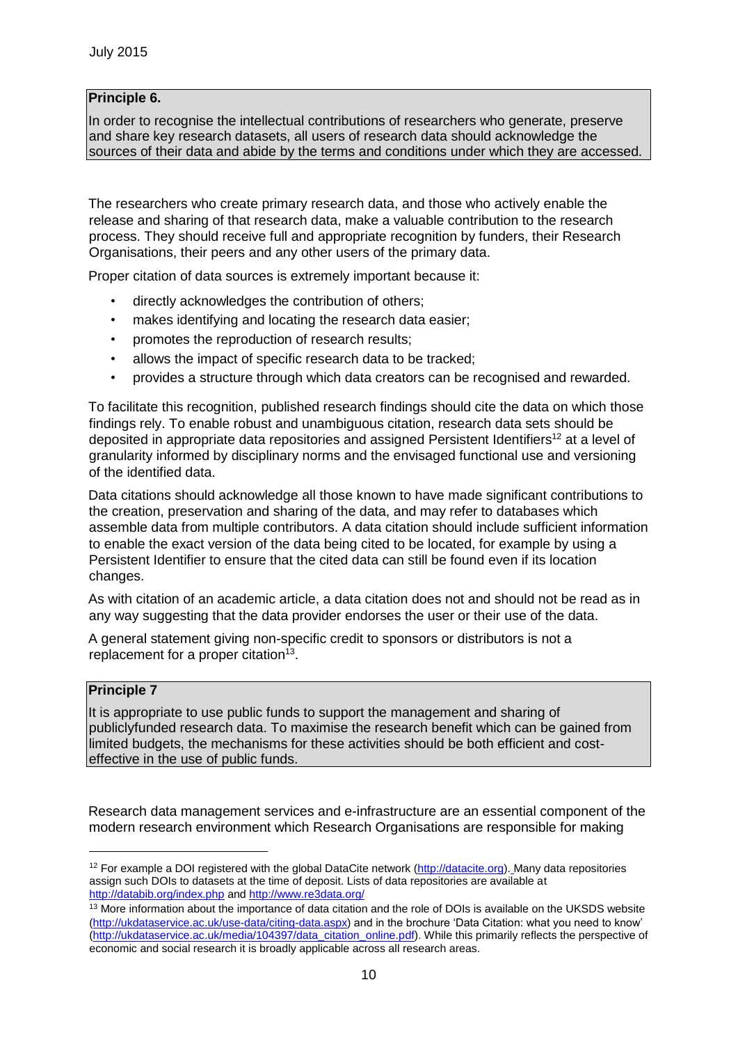**Principle 6.**

In order to recognise the intellectual contributions of researchers who generate, preserve and share key research datasets, all users of research data should acknowledge the sources of their data and abide by the terms and conditions under which they are accessed.

The researchers who create primary research data, and those who actively enable the release and sharing of that research data, make a valuable contribution to the research process. They should receive full and appropriate recognition by funders, their Research Organisations, their peers and any other users of the primary data.

Proper citation of data sources is extremely important because it:

- directly acknowledges the contribution of others;
- makes identifying and locating the research data easier;
- promotes the reproduction of research results;
- allows the impact of specific research data to be tracked;
- provides a structure through which data creators can be recognised and rewarded.

To facilitate this recognition, published research findings should cite the data on which those findings rely. To enable robust and unambiguous citation, research data sets should be deposited in appropriate data repositories and assigned Persistent Identifiers[12] at a level of granularity informed by disciplinary norms and the envisaged functional use and versioning of the identified data.

Data citations should acknowledge all those known to have made significant contributions to the creation, preservation and sharing of the data, and may refer to databases which assemble data from multiple contributors. A data citation should include sufficient information to enable the exact version of the data being cited to be located, for example by using a Persistent Identifier to ensure that the cited data can still be found even if its location changes.

As with citation of an academic article, a data citation does not and should not be read as in any way suggesting that the data provider endorses the user or their use of the data.

A general statement giving non-specific credit to sponsors or distributors is not a replacement for a proper citation[13].

**Principle 7**

It is appropriate to use public funds to support the management and sharing of publiclyfunded research data. To maximise the research benefit which can be gained from limited budgets, the mechanisms for these activities should be both efficient and cost-effective in the use of public funds.

Research data management services and e-infrastructure are an essential component of the modern research environment which Research Organisations are responsible for making

---

[12] For example a DOI registered with the global DataCite network (http://datacite.org). Many data repositories assign such DOIs to datasets at the time of deposit. Lists of data repositories are available at http://databib.org/index.php and http://www.re3data.org/

[13] More information about the importance of data citation and the role of DOIs is available on the UKSDS website (http://ukdataservice.ac.uk/use-data/citing-data.aspx) and in the brochure 'Data Citation: what you need to know' (http://ukdataservice.ac.uk/media/104397/data_citation_online.pdf). While this primarily reflects the perspective of economic and social research it is broadly applicable across all research areas.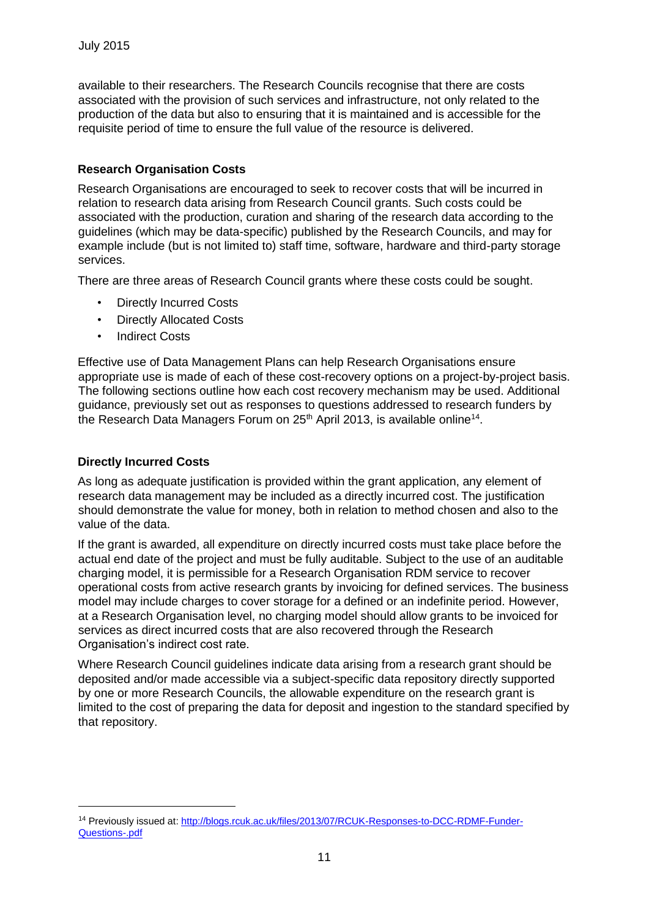available to their researchers. The Research Councils recognise that there are costs associated with the provision of such services and infrastructure, not only related to the production of the data but also to ensuring that it is maintained and is accessible for the requisite period of time to ensure the full value of the resource is delivered.

**Research Organisation Costs**

Research Organisations are encouraged to seek to recover costs that will be incurred in relation to research data arising from Research Council grants. Such costs could be associated with the production, curation and sharing of the research data according to the guidelines (which may be data-specific) published by the Research Councils, and may for example include (but is not limited to) staff time, software, hardware and third-party storage services.

There are three areas of Research Council grants where these costs could be sought.

- Directly Incurred Costs
- Directly Allocated Costs
- Indirect Costs

Effective use of Data Management Plans can help Research Organisations ensure appropriate use is made of each of these cost-recovery options on a project-by-project basis. The following sections outline how each cost recovery mechanism may be used. Additional guidance, previously set out as responses to questions addressed to research funders by the Research Data Managers Forum on 25th April 2013, is available online[14].

**Directly Incurred Costs**

As long as adequate justification is provided within the grant application, any element of research data management may be included as a directly incurred cost. The justification should demonstrate the value for money, both in relation to method chosen and also to the value of the data.

If the grant is awarded, all expenditure on directly incurred costs must take place before the actual end date of the project and must be fully auditable. Subject to the use of an auditable charging model, it is permissible for a Research Organisation RDM service to recover operational costs from active research grants by invoicing for defined services. The business model may include charges to cover storage for a defined or an indefinite period. However, at a Research Organisation level, no charging model should allow grants to be invoiced for services as direct incurred costs that are also recovered through the Research Organisation's indirect cost rate.

Where Research Council guidelines indicate data arising from a research grant should be deposited and/or made accessible via a subject-specific data repository directly supported by one or more Research Councils, the allowable expenditure on the research grant is limited to the cost of preparing the data for deposit and ingestion to the standard specified by that repository.

---

[14] Previously issued at: http://blogs.rcuk.ac.uk/files/2013/07/RCUK-Responses-to-DCC-RDMF-Funder-Questions-.pdf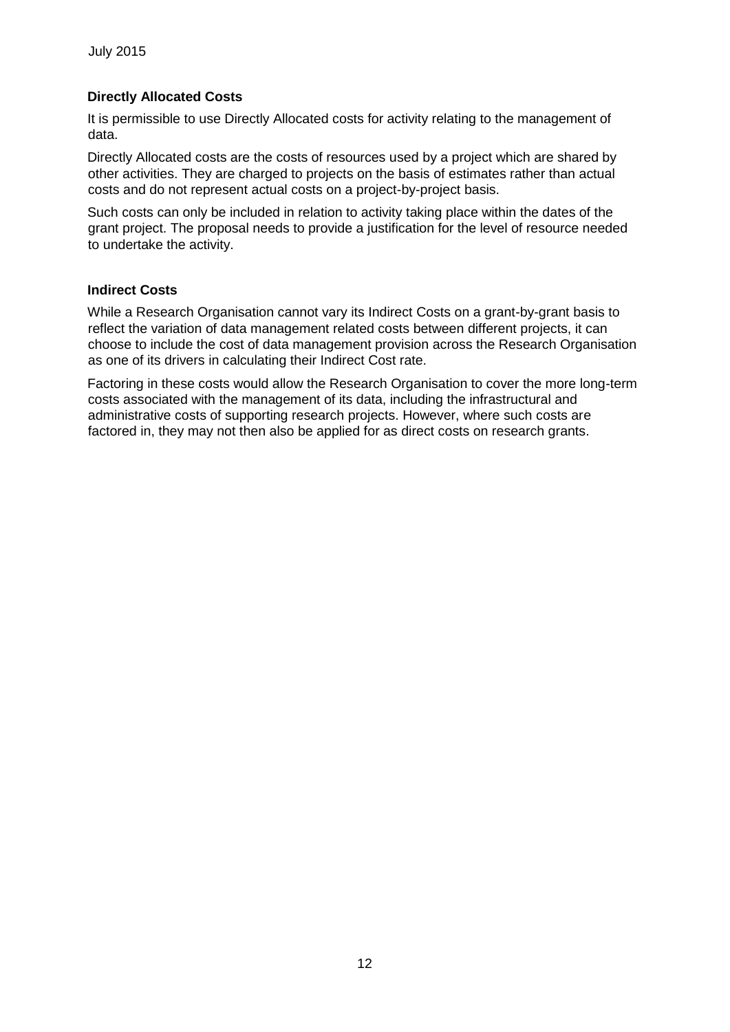## Directly Allocated Costs

It is permissible to use Directly Allocated costs for activity relating to the management of data.

Directly Allocated costs are the costs of resources used by a project which are shared by other activities. They are charged to projects on the basis of estimates rather than actual costs and do not represent actual costs on a project-by-project basis.

Such costs can only be included in relation to activity taking place within the dates of the grant project. The proposal needs to provide a justification for the level of resource needed to undertake the activity.

## Indirect Costs

While a Research Organisation cannot vary its Indirect Costs on a grant-by-grant basis to reflect the variation of data management related costs between different projects, it can choose to include the cost of data management provision across the Research Organisation as one of its drivers in calculating their Indirect Cost rate.

Factoring in these costs would allow the Research Organisation to cover the more long-term costs associated with the management of its data, including the infrastructural and administrative costs of supporting research projects. However, where such costs are factored in, they may not then also be applied for as direct costs on research grants.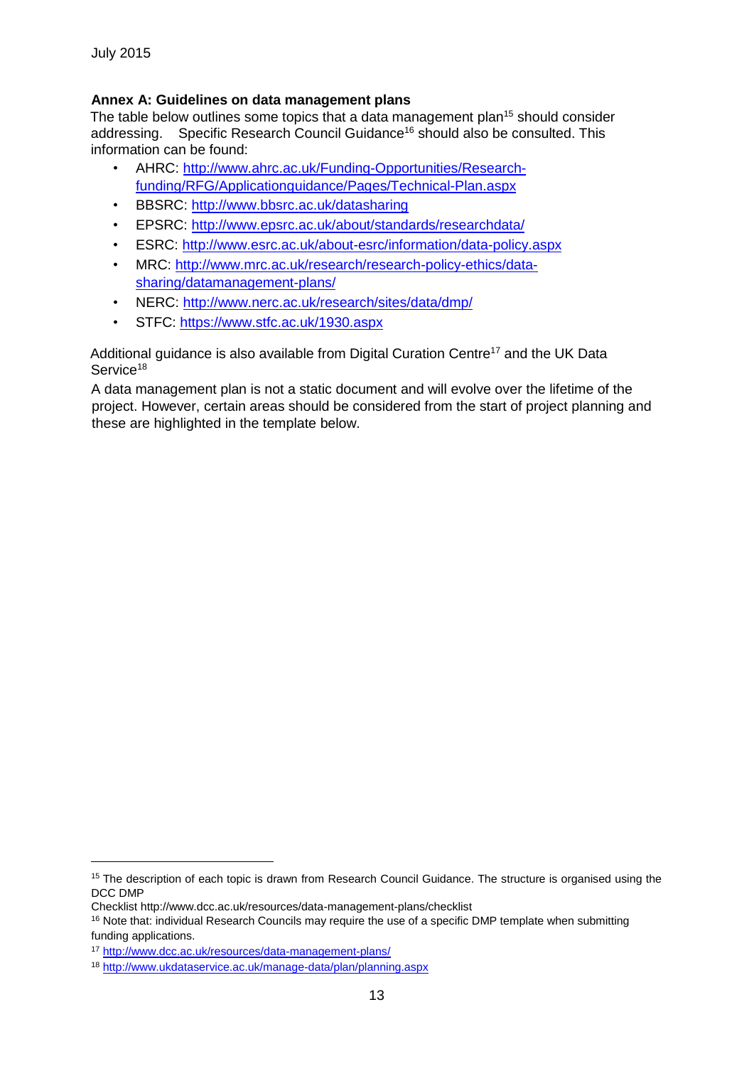July 2015

**Annex A: Guidelines on data management plans**

The table below outlines some topics that a data management plan[15] should consider addressing. Specific Research Council Guidance[16] should also be consulted. This information can be found:

- AHRC: http://www.ahrc.ac.uk/Funding-Opportunities/Research-funding/RFG/Applicationguidance/Pages/Technical-Plan.aspx
- BBSRC: http://www.bbsrc.ac.uk/datasharing
- EPSRC: http://www.epsrc.ac.uk/about/standards/researchdata/
- ESRC: http://www.esrc.ac.uk/about-esrc/information/data-policy.aspx
- MRC: http://www.mrc.ac.uk/research/research-policy-ethics/data-sharing/datamanagement-plans/
- NERC: http://www.nerc.ac.uk/research/sites/data/dmp/
- STFC: https://www.stfc.ac.uk/1930.aspx

Additional guidance is also available from Digital Curation Centre[17] and the UK Data Service[18]

A data management plan is not a static document and will evolve over the lifetime of the project. However, certain areas should be considered from the start of project planning and these are highlighted in the template below.

---

[15] The description of each topic is drawn from Research Council Guidance. The structure is organised using the DCC DMP Checklist http://www.dcc.ac.uk/resources/data-management-plans/checklist

[16] Note that: individual Research Councils may require the use of a specific DMP template when submitting funding applications.

[17] http://www.dcc.ac.uk/resources/data-management-plans/

[18] http://www.ukdataservice.ac.uk/manage-data/plan/planning.aspx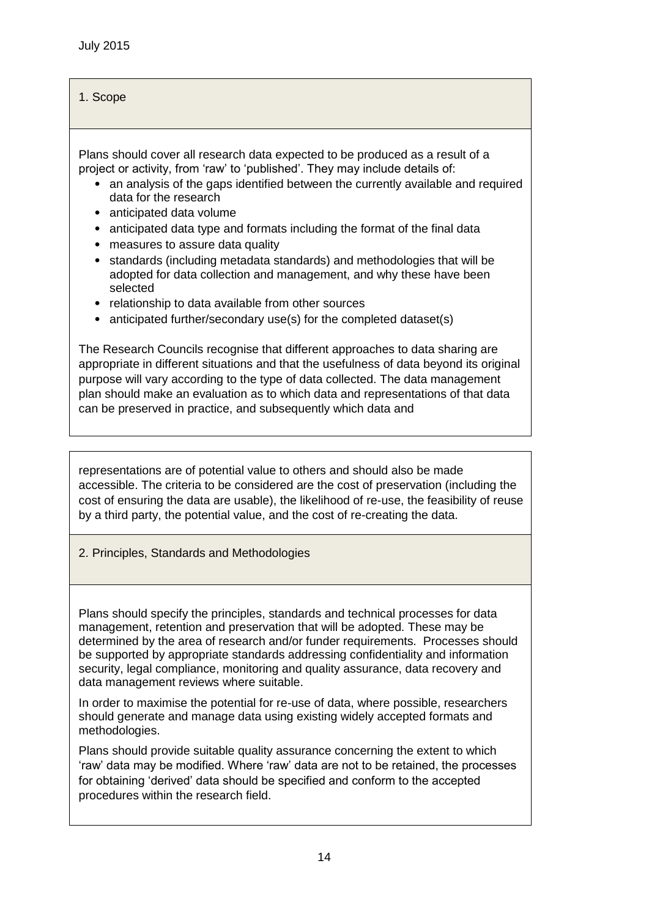July 2015

## 1. Scope

Plans should cover all research data expected to be produced as a result of a project or activity, from 'raw' to 'published'. They may include details of:

- an analysis of the gaps identified between the currently available and required data for the research
- anticipated data volume
- anticipated data type and formats including the format of the final data
- measures to assure data quality
- standards (including metadata standards) and methodologies that will be adopted for data collection and management, and why these have been selected
- relationship to data available from other sources
- anticipated further/secondary use(s) for the completed dataset(s)

The Research Councils recognise that different approaches to data sharing are appropriate in different situations and that the usefulness of data beyond its original purpose will vary according to the type of data collected. The data management plan should make an evaluation as to which data and representations of that data can be preserved in practice, and subsequently which data and representations are of potential value to others and should also be made accessible. The criteria to be considered are the cost of preservation (including the cost of ensuring the data are usable), the likelihood of re-use, the feasibility of reuse by a third party, the potential value, and the cost of re-creating the data.

## 2. Principles, Standards and Methodologies

Plans should specify the principles, standards and technical processes for data management, retention and preservation that will be adopted. These may be determined by the area of research and/or funder requirements. Processes should be supported by appropriate standards addressing confidentiality and information security, legal compliance, monitoring and quality assurance, data recovery and data management reviews where suitable.

In order to maximise the potential for re-use of data, where possible, researchers should generate and manage data using existing widely accepted formats and methodologies.

Plans should provide suitable quality assurance concerning the extent to which 'raw' data may be modified. Where 'raw' data are not to be retained, the processes for obtaining 'derived' data should be specified and conform to the accepted procedures within the research field.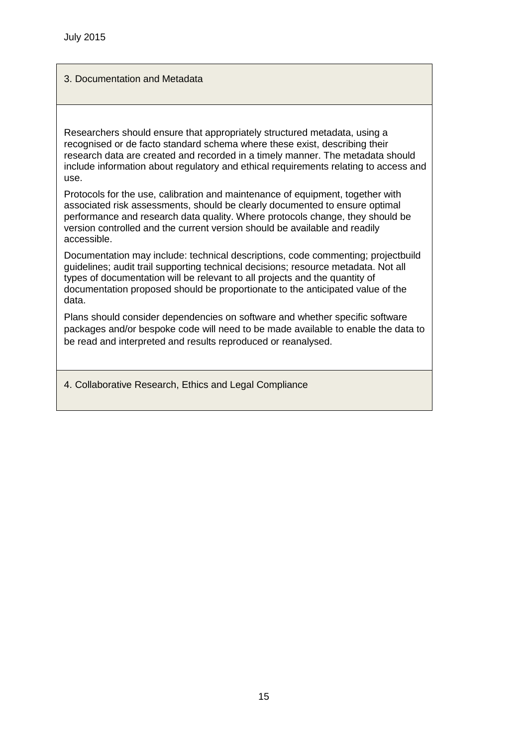## 3. Documentation and Metadata

Researchers should ensure that appropriately structured metadata, using a recognised or de facto standard schema where these exist, describing their research data are created and recorded in a timely manner. The metadata should include information about regulatory and ethical requirements relating to access and use.

Protocols for the use, calibration and maintenance of equipment, together with associated risk assessments, should be clearly documented to ensure optimal performance and research data quality. Where protocols change, they should be version controlled and the current version should be available and readily accessible.

Documentation may include: technical descriptions, code commenting; projectbuild guidelines; audit trail supporting technical decisions; resource metadata. Not all types of documentation will be relevant to all projects and the quantity of documentation proposed should be proportionate to the anticipated value of the data.

Plans should consider dependencies on software and whether specific software packages and/or bespoke code will need to be made available to enable the data to be read and interpreted and results reproduced or reanalysed.

## 4. Collaborative Research, Ethics and Legal Compliance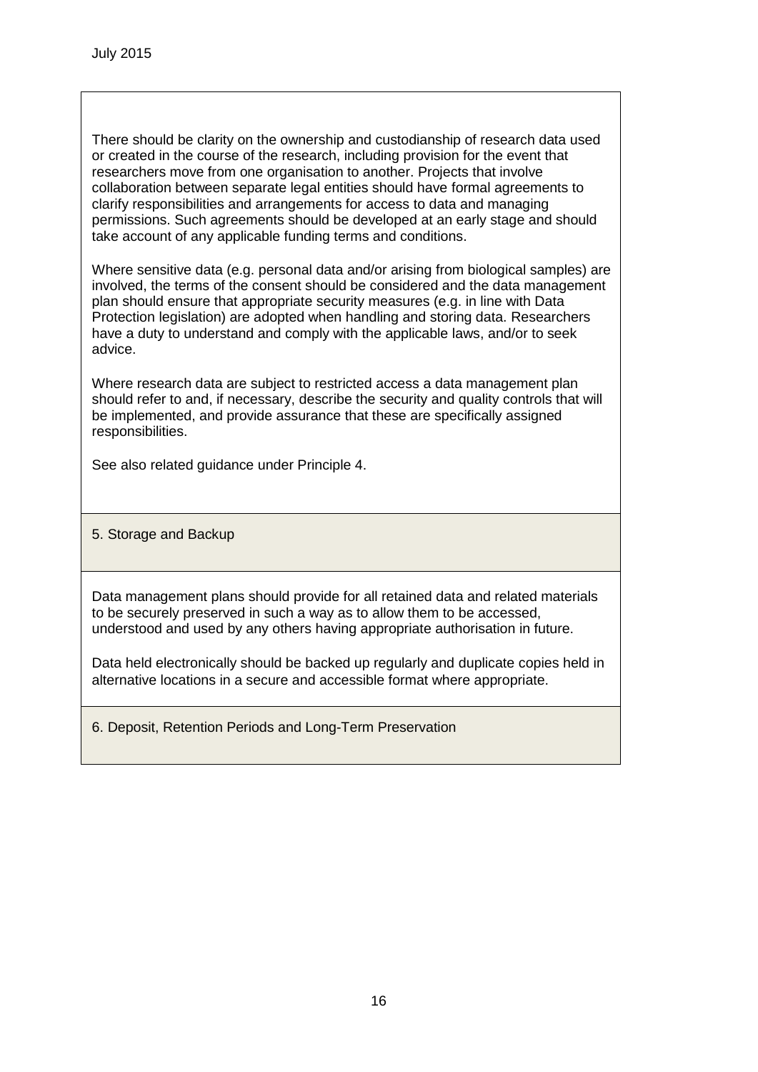There should be clarity on the ownership and custodianship of research data used or created in the course of the research, including provision for the event that researchers move from one organisation to another. Projects that involve collaboration between separate legal entities should have formal agreements to clarify responsibilities and arrangements for access to data and managing permissions. Such agreements should be developed at an early stage and should take account of any applicable funding terms and conditions.

Where sensitive data (e.g. personal data and/or arising from biological samples) are involved, the terms of the consent should be considered and the data management plan should ensure that appropriate security measures (e.g. in line with Data Protection legislation) are adopted when handling and storing data. Researchers have a duty to understand and comply with the applicable laws, and/or to seek advice.

Where research data are subject to restricted access a data management plan should refer to and, if necessary, describe the security and quality controls that will be implemented, and provide assurance that these are specifically assigned responsibilities.

See also related guidance under Principle 4.

## 5. Storage and Backup

Data management plans should provide for all retained data and related materials to be securely preserved in such a way as to allow them to be accessed, understood and used by any others having appropriate authorisation in future.

Data held electronically should be backed up regularly and duplicate copies held in alternative locations in a secure and accessible format where appropriate.

## 6. Deposit, Retention Periods and Long-Term Preservation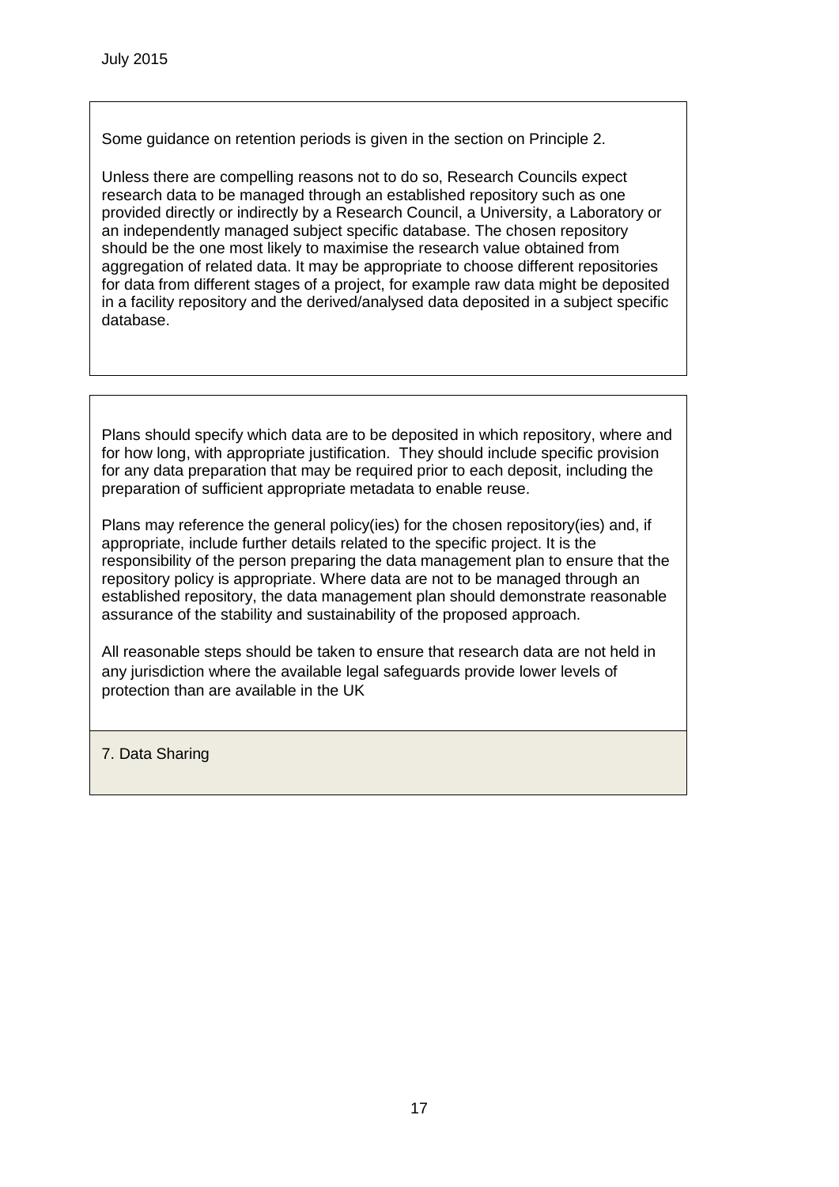Some guidance on retention periods is given in the section on Principle 2.

Unless there are compelling reasons not to do so, Research Councils expect research data to be managed through an established repository such as one provided directly or indirectly by a Research Council, a University, a Laboratory or an independently managed subject specific database. The chosen repository should be the one most likely to maximise the research value obtained from aggregation of related data. It may be appropriate to choose different repositories for data from different stages of a project, for example raw data might be deposited in a facility repository and the derived/analysed data deposited in a subject specific database.

Plans should specify which data are to be deposited in which repository, where and for how long, with appropriate justification. They should include specific provision for any data preparation that may be required prior to each deposit, including the preparation of sufficient appropriate metadata to enable reuse.

Plans may reference the general policy(ies) for the chosen repository(ies) and, if appropriate, include further details related to the specific project. It is the responsibility of the person preparing the data management plan to ensure that the repository policy is appropriate. Where data are not to be managed through an established repository, the data management plan should demonstrate reasonable assurance of the stability and sustainability of the proposed approach.

All reasonable steps should be taken to ensure that research data are not held in any jurisdiction where the available legal safeguards provide lower levels of protection than are available in the UK

## 7. Data Sharing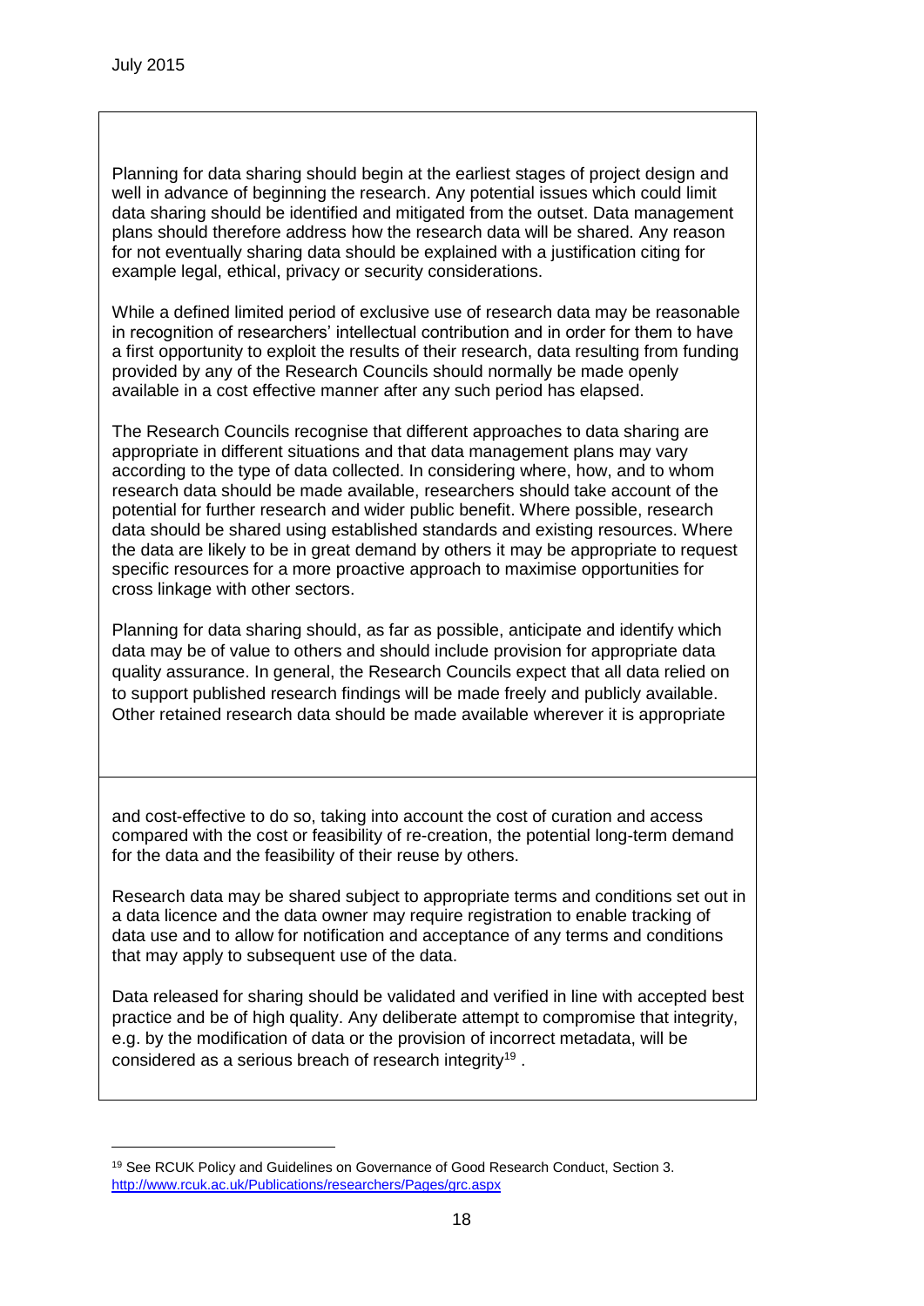Planning for data sharing should begin at the earliest stages of project design and well in advance of beginning the research. Any potential issues which could limit data sharing should be identified and mitigated from the outset. Data management plans should therefore address how the research data will be shared. Any reason for not eventually sharing data should be explained with a justification citing for example legal, ethical, privacy or security considerations.

While a defined limited period of exclusive use of research data may be reasonable in recognition of researchers' intellectual contribution and in order for them to have a first opportunity to exploit the results of their research, data resulting from funding provided by any of the Research Councils should normally be made openly available in a cost effective manner after any such period has elapsed.

The Research Councils recognise that different approaches to data sharing are appropriate in different situations and that data management plans may vary according to the type of data collected. In considering where, how, and to whom research data should be made available, researchers should take account of the potential for further research and wider public benefit. Where possible, research data should be shared using established standards and existing resources. Where the data are likely to be in great demand by others it may be appropriate to request specific resources for a more proactive approach to maximise opportunities for cross linkage with other sectors.

Planning for data sharing should, as far as possible, anticipate and identify which data may be of value to others and should include provision for appropriate data quality assurance. In general, the Research Councils expect that all data relied on to support published research findings will be made freely and publicly available. Other retained research data should be made available wherever it is appropriate and cost-effective to do so, taking into account the cost of curation and access compared with the cost or feasibility of re-creation, the potential long-term demand for the data and the feasibility of their reuse by others.

Research data may be shared subject to appropriate terms and conditions set out in a data licence and the data owner may require registration to enable tracking of data use and to allow for notification and acceptance of any terms and conditions that may apply to subsequent use of the data.

Data released for sharing should be validated and verified in line with accepted best practice and be of high quality. Any deliberate attempt to compromise that integrity, e.g. by the modification of data or the provision of incorrect metadata, will be considered as a serious breach of research integrity[19] .

[19] See RCUK Policy and Guidelines on Governance of Good Research Conduct, Section 3. http://www.rcuk.ac.uk/Publications/researchers/Pages/grc.aspx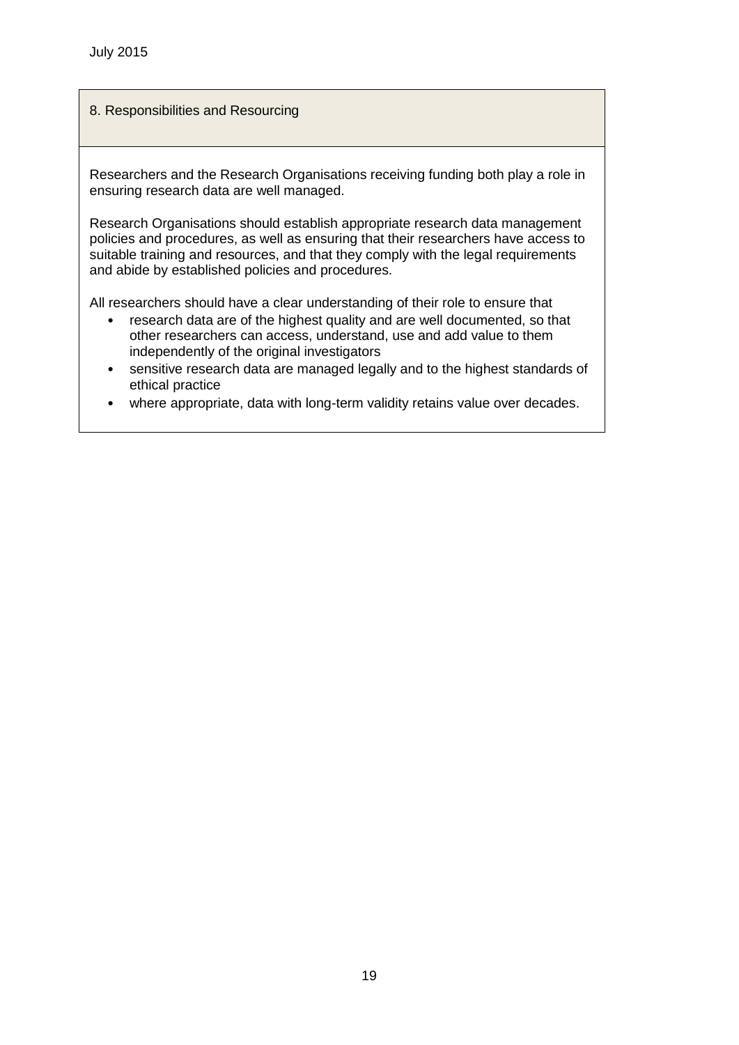## 8. Responsibilities and Resourcing

Researchers and the Research Organisations receiving funding both play a role in ensuring research data are well managed.

Research Organisations should establish appropriate research data management policies and procedures, as well as ensuring that their researchers have access to suitable training and resources, and that they comply with the legal requirements and abide by established policies and procedures.

All researchers should have a clear understanding of their role to ensure that

- research data are of the highest quality and are well documented, so that other researchers can access, understand, use and add value to them independently of the original investigators
- sensitive research data are managed legally and to the highest standards of ethical practice
- where appropriate, data with long-term validity retains value over decades.